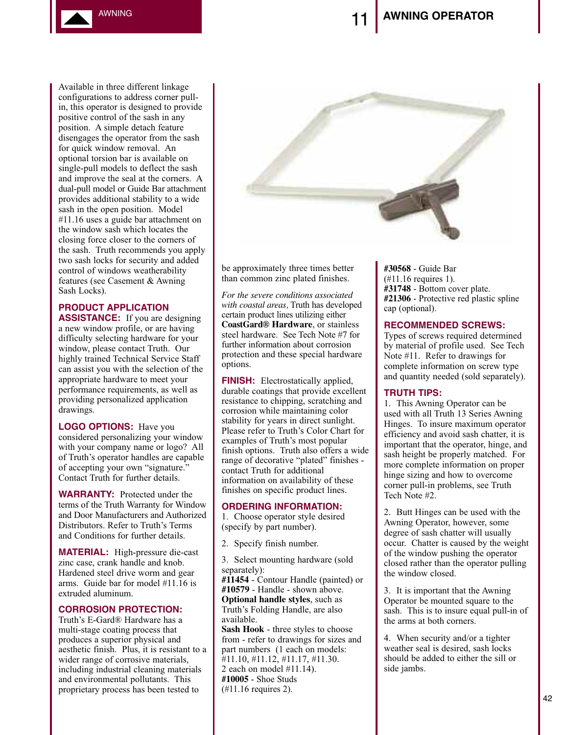# AWNING OPERATOR

Available in three different linkage configurations to address corner pull-in, this operator is designed to provide positive control of the sash in any position. A simple detach feature disengages the operator from the sash for quick window removal. An optional torsion bar is available on single-pull models to deflect the sash and improve the seal at the corners. A dual-pull model or Guide Bar attachment provides additional stability to a wide sash in the open position. Model #11.16 uses a guide bar attachment on the window sash which locates the closing force closer to the corners of the sash. Truth recommends you apply two sash locks for security and added control of windows weatherability features (see Casement & Awning Sash Locks).

**PRODUCT APPLICATION ASSISTANCE:** If you are designing a new window profile, or are having difficulty selecting hardware for your window, please contact Truth. Our highly trained Technical Service Staff can assist you with the selection of the appropriate hardware to meet your performance requirements, as well as providing personalized application drawings.

**LOGO OPTIONS:** Have you considered personalizing your window with your company name or logo? All of Truth's operator handles are capable of accepting your own "signature." Contact Truth for further details.

**WARRANTY:** Protected under the terms of the Truth Warranty for Window and Door Manufacturers and Authorized Distributors. Refer to Truth's Terms and Conditions for further details.

**MATERIAL:** High-pressure die-cast zinc case, crank handle and knob. Hardened steel drive worm and gear arms. Guide bar for model #11.16 is extruded aluminum.

**CORROSION PROTECTION:** Truth's E-Gard® Hardware has a multi-stage coating process that produces a superior physical and aesthetic finish. Plus, it is resistant to a wider range of corrosive materials, including industrial cleaning materials and environmental pollutants. This proprietary process has been tested to be approximately three times better than common zinc plated finishes.

*For the severe conditions associated with coastal areas,* Truth has developed certain product lines utilizing either **CoastGard® Hardware**, or stainless steel hardware. See Tech Note #7 for further information about corrosion protection and these special hardware options.

**FINISH:** Electrostatically applied, durable coatings that provide excellent resistance to chipping, scratching and corrosion while maintaining color stability for years in direct sunlight. Please refer to Truth's Color Chart for examples of Truth's most popular finish options. Truth also offers a wide range of decorative "plated" finishes - contact Truth for additional information on availability of these finishes on specific product lines.

**ORDERING INFORMATION:**

1. Choose operator style desired (specify by part number).

2. Specify finish number.

3. Select mounting hardware (sold separately):
**#11454** - Contour Handle (painted) or
**#10579** - Handle - shown above.
**Optional handle styles**, such as Truth's Folding Handle, are also available.
**Sash Hook** - three styles to choose from - refer to drawings for sizes and part numbers (1 each on models: #11.10, #11.12, #11.17, #11.30.
2 each on model #11.14).
**#10005** - Shoe Studs
(#11.16 requires 2).
**#30568** - Guide Bar
(#11.16 requires 1).
**#31748** - Bottom cover plate.
**#21306** - Protective red plastic spline cap (optional).

**RECOMMENDED SCREWS:** Types of screws required determined by material of profile used. See Tech Note #11. Refer to drawings for complete information on screw type and quantity needed (sold separately).

**TRUTH TIPS:**

1. This Awning Operator can be used with all Truth 13 Series Awning Hinges. To insure maximum operator efficiency and avoid sash chatter, it is important that the operator, hinge, and sash height be properly matched. For more complete information on proper hinge sizing and how to overcome corner pull-in problems, see Truth Tech Note #2.

2. Butt Hinges can be used with the Awning Operator, however, some degree of sash chatter will usually occur. Chatter is caused by the weight of the window pushing the operator closed rather than the operator pulling the window closed.

3. It is important that the Awning Operator be mounted square to the sash. This is to insure equal pull-in of the arms at both corners.

4. When security and/or a tighter weather seal is desired, sash locks should be added to either the sill or side jambs.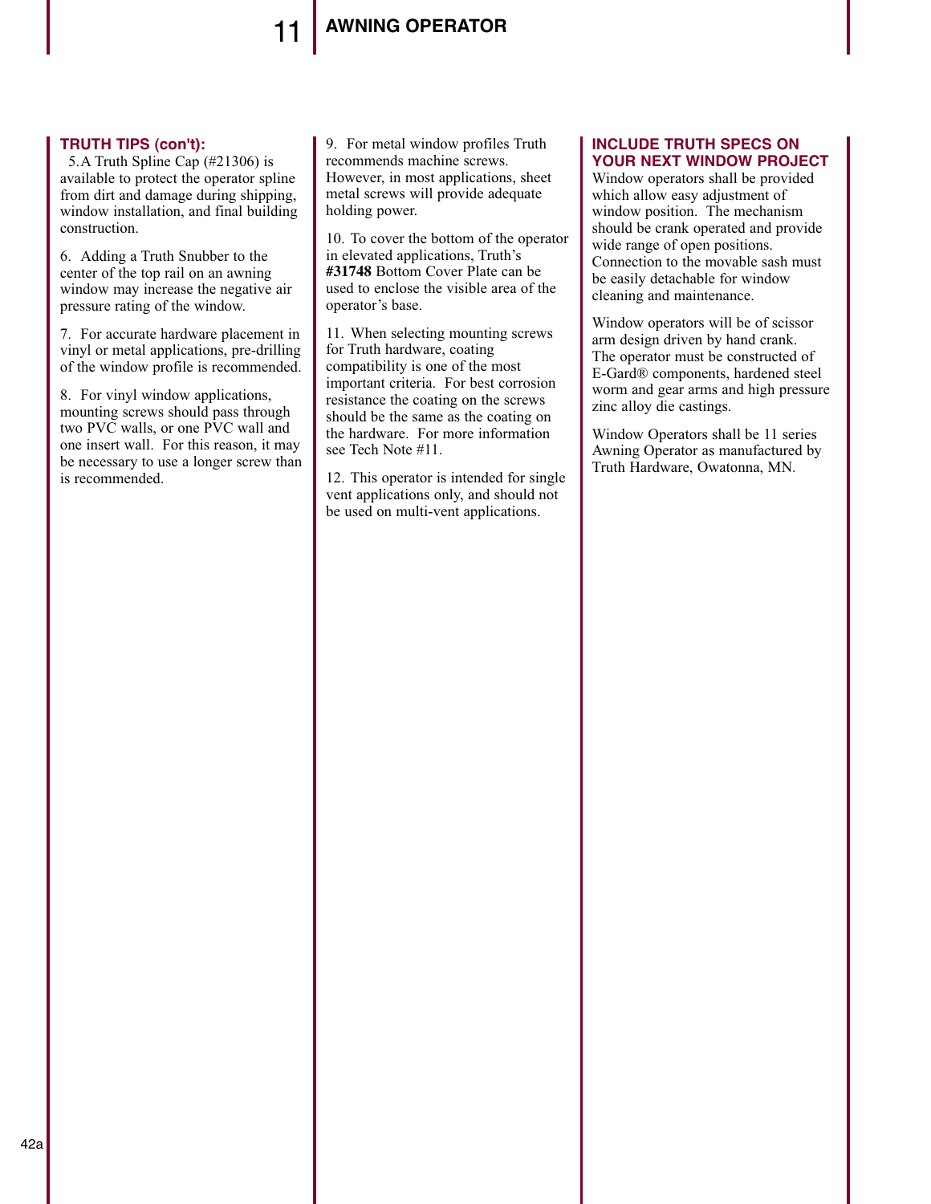## TRUTH TIPS (con't):

5. A Truth Spline Cap (#21306) is available to protect the operator spline from dirt and damage during shipping, window installation, and final building construction.

6. Adding a Truth Snubber to the center of the top rail on an awning window may increase the negative air pressure rating of the window.

7. For accurate hardware placement in vinyl or metal applications, pre-drilling of the window profile is recommended.

8. For vinyl window applications, mounting screws should pass through two PVC walls, or one PVC wall and one insert wall. For this reason, it may be necessary to use a longer screw than is recommended.

9. For metal window profiles Truth recommends machine screws. However, in most applications, sheet metal screws will provide adequate holding power.

10. To cover the bottom of the operator in elevated applications, Truth's **#31748** Bottom Cover Plate can be used to enclose the visible area of the operator's base.

11. When selecting mounting screws for Truth hardware, coating compatibility is one of the most important criteria. For best corrosion resistance the coating on the screws should be the same as the coating on the hardware. For more information see Tech Note #11.

12. This operator is intended for single vent applications only, and should not be used on multi-vent applications.

## INCLUDE TRUTH SPECS ON YOUR NEXT WINDOW PROJECT

Window operators shall be provided which allow easy adjustment of window position. The mechanism should be crank operated and provide wide range of open positions. Connection to the movable sash must be easily detachable for window cleaning and maintenance.

Window operators will be of scissor arm design driven by hand crank. The operator must be constructed of E-Gard® components, hardened steel worm and gear arms and high pressure zinc alloy die castings.

Window Operators shall be 11 series Awning Operator as manufactured by Truth Hardware, Owatonna, MN.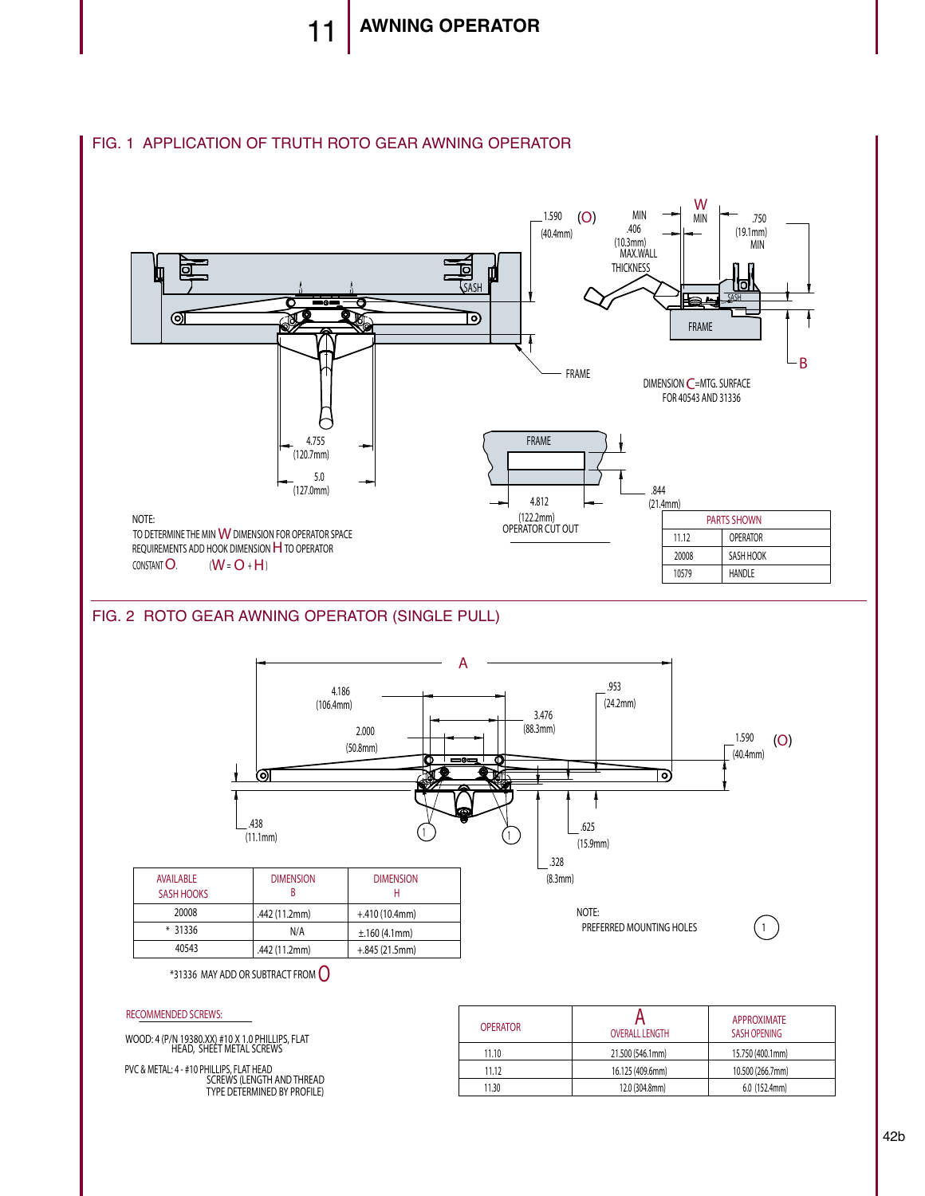# 11 AWNING OPERATOR

## FIG. 1 APPLICATION OF TRUTH ROTO GEAR AWNING OPERATOR

1.590 (O) (40.4mm)

MIN .406 (10.3mm) MAX.WALL THICKNESS

W MIN

.750 (19.1mm) MIN

SASH

FRAME

B

DIMENSION C=MTG. SURFACE FOR 40543 AND 31336

4.755 (120.7mm)

5.0 (127.0mm)

4.812 (122.2mm) OPERATOR CUT OUT

.844 (21.4mm)

NOTE:
TO DETERMINE THE MIN W DIMENSION FOR OPERATOR SPACE REQUIREMENTS ADD HOOK DIMENSION H TO OPERATOR CONSTANT O. (W = O + H)

| PARTS SHOWN | |
|---|---|
| 11.12 | OPERATOR |
| 20008 | SASH HOOK |
| 10579 | HANDLE |

## FIG. 2 ROTO GEAR AWNING OPERATOR (SINGLE PULL)

A

4.186 (106.4mm)

3.476 (88.3mm)

2.000 (50.8mm)

.953 (24.2mm)

1.590 (O) (40.4mm)

.438 (11.1mm)

.625 (15.9mm)

.328 (8.3mm)

| AVAILABLE SASH HOOKS | DIMENSION B | DIMENSION H |
|---|---|---|
| 20008 | .442 (11.2mm) | +.410 (10.4mm) |
| * 31336 | N/A | ±.160 (4.1mm) |
| 40543 | .442 (11.2mm) | +.845 (21.5mm) |

*31336 MAY ADD OR SUBTRACT FROM O

NOTE:
PREFERRED MOUNTING HOLES (1)

RECOMMENDED SCREWS:

WOOD: 4 (P/N 19380.XX) #10 X 1.0 PHILLIPS, FLAT HEAD, SHEET METAL SCREWS

PVC & METAL: 4 - #10 PHILLIPS, FLAT HEAD SCREWS (LENGTH AND THREAD TYPE DETERMINED BY PROFILE)

| OPERATOR | A OVERALL LENGTH | APPROXIMATE SASH OPENING |
|---|---|---|
| 11.10 | 21.500 (546.1mm) | 15.750 (400.1mm) |
| 11.12 | 16.125 (409.6mm) | 10.500 (266.7mm) |
| 11.30 | 12.0 (304.8mm) | 6.0 (152.4mm) |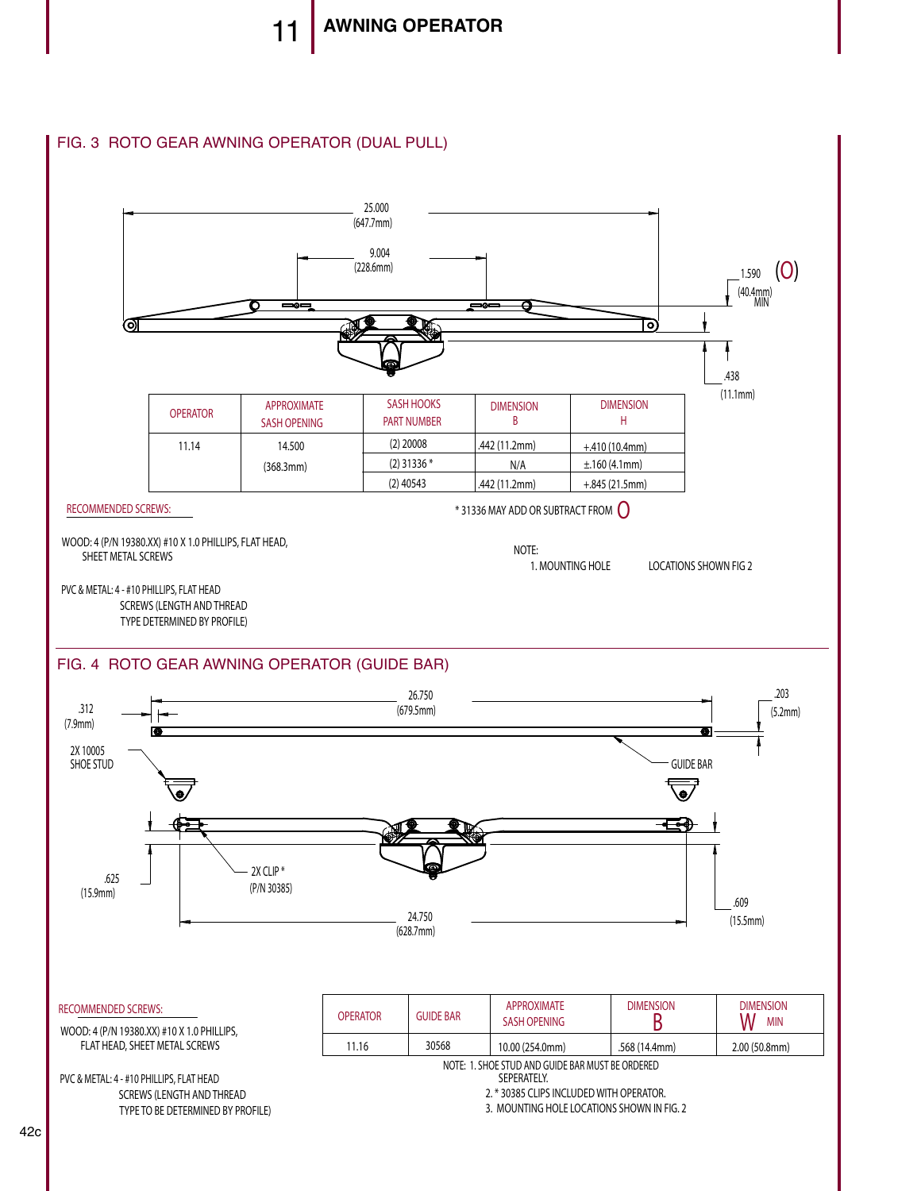# 11 AWNING OPERATOR

## FIG. 3 ROTO GEAR AWNING OPERATOR (DUAL PULL)

25.000 (647.7mm)

9.004 (228.6mm)

1.590 (40.4mm) MIN (O)

.438 (11.1mm)

| OPERATOR | APPROXIMATE SASH OPENING | SASH HOOKS PART NUMBER | DIMENSION B | DIMENSION H |
|---|---|---|---|---|
| 11.14 | 14.500 (368.3mm) | (2) 20008 | .442 (11.2mm) | +.410 (10.4mm) |
| | | (2) 31336 * | N/A | ±.160 (4.1mm) |
| | | (2) 40543 | .442 (11.2mm) | +.845 (21.5mm) |

* 31336 MAY ADD OR SUBTRACT FROM O

RECOMMENDED SCREWS:

WOOD: 4 (P/N 19380.XX) #10 X 1.0 PHILLIPS, FLAT HEAD, SHEET METAL SCREWS

PVC & METAL: 4 - #10 PHILLIPS, FLAT HEAD SCREWS (LENGTH AND THREAD TYPE DETERMINED BY PROFILE)

NOTE:
1. MOUNTING HOLE LOCATIONS SHOWN FIG 2

## FIG. 4 ROTO GEAR AWNING OPERATOR (GUIDE BAR)

26.750 (679.5mm)

.312 (7.9mm)

.203 (5.2mm)

2X 10005 SHOE STUD

GUIDE BAR

.625 (15.9mm)

2X CLIP * (P/N 30385)

24.750 (628.7mm)

.609 (15.5mm)

RECOMMENDED SCREWS:

WOOD: 4 (P/N 19380.XX) #10 X 1.0 PHILLIPS, FLAT HEAD, SHEET METAL SCREWS

PVC & METAL: 4 - #10 PHILLIPS, FLAT HEAD SCREWS (LENGTH AND THREAD TYPE TO BE DETERMINED BY PROFILE)

| OPERATOR | GUIDE BAR | APPROXIMATE SASH OPENING | DIMENSION B | DIMENSION W MIN |
|---|---|---|---|---|
| 11.16 | 30568 | 10.00 (254.0mm) | .568 (14.4mm) | 2.00 (50.8mm) |

NOTE:
1. SHOE STUD AND GUIDE BAR MUST BE ORDERED SEPERATELY.
2. * 30385 CLIPS INCLUDED WITH OPERATOR.
3. MOUNTING HOLE LOCATIONS SHOWN IN FIG. 2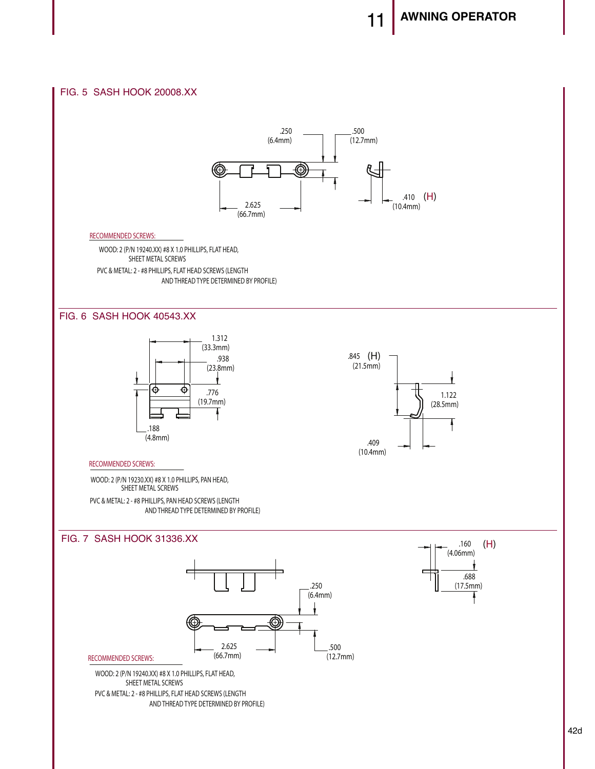## FIG. 5 SASH HOOK 20008.XX

.250 (6.4mm)

.500 (12.7mm)

2.625 (66.7mm)

.410 (10.4mm) (H)

RECOMMENDED SCREWS:

WOOD: 2 (P/N 19240.XX) #8 X 1.0 PHILLIPS, FLAT HEAD, SHEET METAL SCREWS

PVC & METAL: 2 - #8 PHILLIPS, FLAT HEAD SCREWS (LENGTH AND THREAD TYPE DETERMINED BY PROFILE)

## FIG. 6 SASH HOOK 40543.XX

1.312 (33.3mm)

.938 (23.8mm)

.776 (19.7mm)

.188 (4.8mm)

.845 (H) (21.5mm)

1.122 (28.5mm)

.409 (10.4mm)

RECOMMENDED SCREWS:

WOOD: 2 (P/N 19230.XX) #8 X 1.0 PHILLIPS, PAN HEAD, SHEET METAL SCREWS

PVC & METAL: 2 - #8 PHILLIPS, PAN HEAD SCREWS (LENGTH AND THREAD TYPE DETERMINED BY PROFILE)

## FIG. 7 SASH HOOK 31336.XX

.160 (4.06mm) (H)

.688 (17.5mm)

.250 (6.4mm)

2.625 (66.7mm)

.500 (12.7mm)

RECOMMENDED SCREWS:

WOOD: 2 (P/N 19240.XX) #8 X 1.0 PHILLIPS, FLAT HEAD, SHEET METAL SCREWS

PVC & METAL: 2 - #8 PHILLIPS, FLAT HEAD SCREWS (LENGTH AND THREAD TYPE DETERMINED BY PROFILE)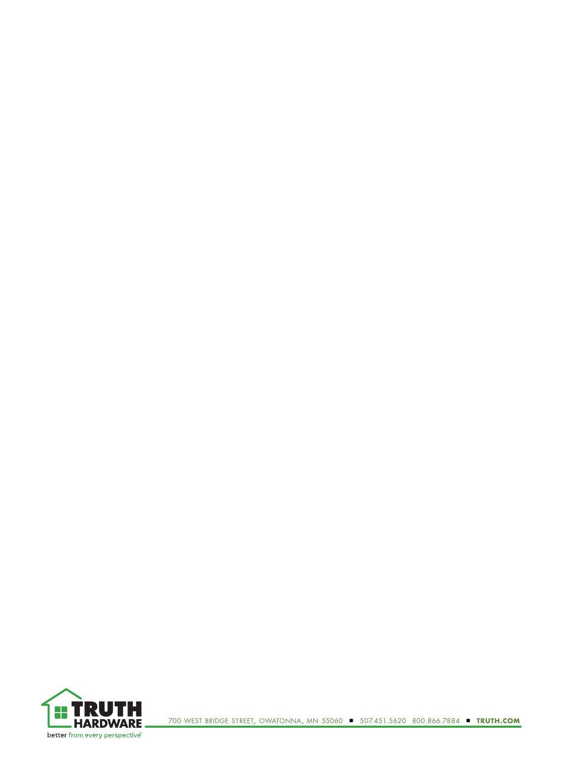TRUTH HARDWARE

better from every perspective™

700 WEST BRIDGE STREET, OWATONNA, MN 55060 ■ 507.451.5620 800.866.7884 ■ **TRUTH.COM**